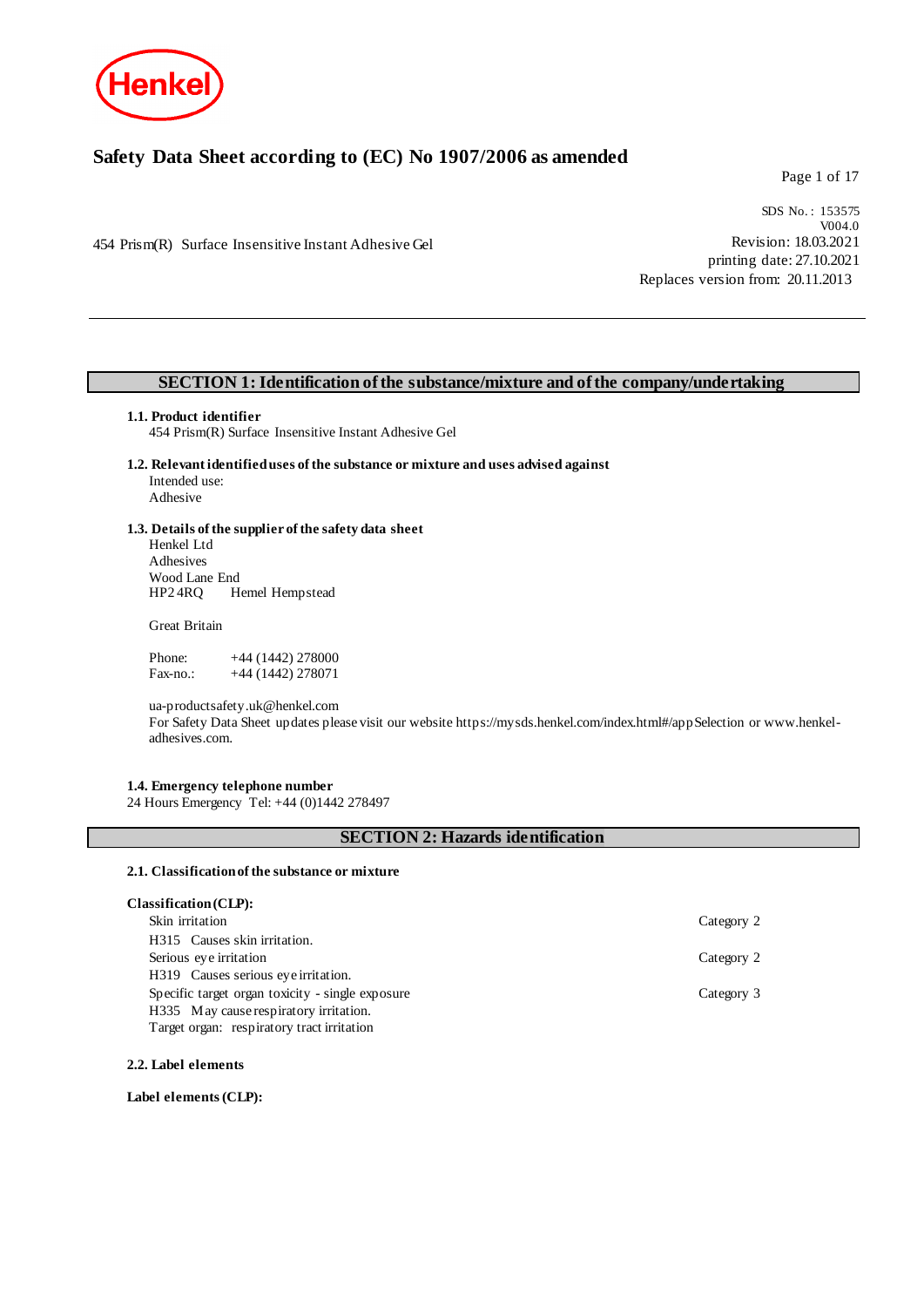# Safety Data Sheet according to (EC) No 1907/2006 as amended

SDS No. : 153575
V004.0
Revision: 18.03.2021
printing date: 27.10.2021
Replaces version from: 20.11.2013

454 Prism(R) Surface Insensitive Instant Adhesive Gel

## SECTION 1: Identification of the substance/mixture and of the company/undertaking

### 1.1. Product identifier

454 Prism(R) Surface Insensitive Instant Adhesive Gel

### 1.2. Relevant identified uses of the substance or mixture and uses advised against

Intended use:
Adhesive

### 1.3. Details of the supplier of the safety data sheet

Henkel Ltd
Adhesives
Wood Lane End
HP2 4RQ Hemel Hempstead

Great Britain

Phone: +44 (1442) 278000
Fax-no.: +44 (1442) 278071

ua-productsafety.uk@henkel.com
For Safety Data Sheet updates please visit our website https://mysds.henkel.com/index.html#/appSelection or www.henkel-adhesives.com.

### 1.4. Emergency telephone number

24 Hours Emergency Tel: +44 (0)1442 278497

## SECTION 2: Hazards identification

### 2.1. Classification of the substance or mixture

**Classification (CLP):**

| | |
|---|---|
| Skin irritation | Category 2 |
| H315 Causes skin irritation. | |
| Serious eye irritation | Category 2 |
| H319 Causes serious eye irritation. | |
| Specific target organ toxicity - single exposure | Category 3 |
| H335 May cause respiratory irritation. | |
| Target organ: respiratory tract irritation | |

### 2.2. Label elements

**Label elements (CLP):**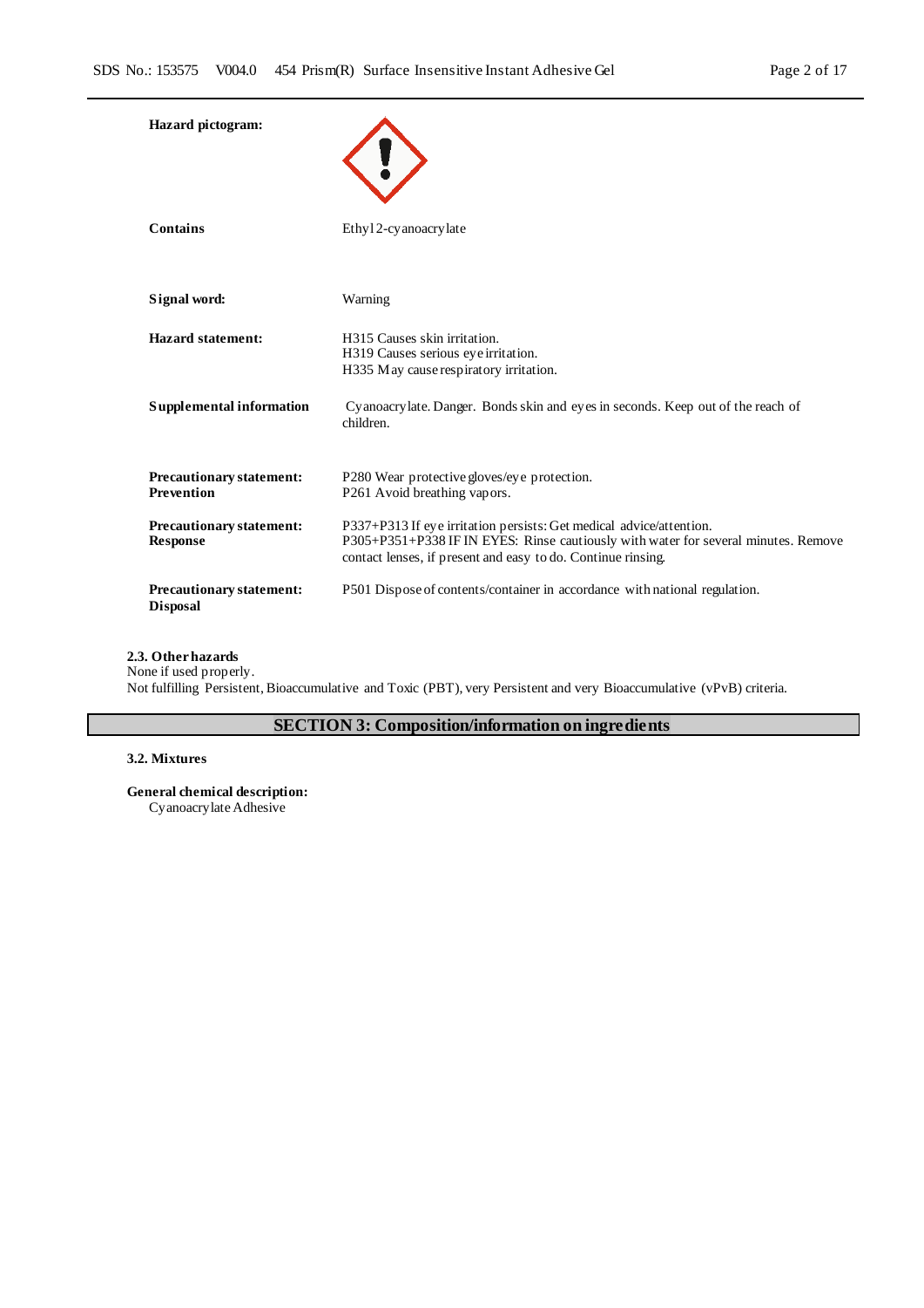**Hazard pictogram:**

**Contains** Ethyl 2-cyanoacrylate

**Signal word:** Warning

**Hazard statement:**
H315 Causes skin irritation.
H319 Causes serious eye irritation.
H335 May cause respiratory irritation.

**Supplemental information** Cyanoacrylate. Danger. Bonds skin and eyes in seconds. Keep out of the reach of children.

**Precautionary statement: Prevention**
P280 Wear protective gloves/eye protection.
P261 Avoid breathing vapors.

**Precautionary statement: Response**
P337+P313 If eye irritation persists: Get medical advice/attention.
P305+P351+P338 IF IN EYES: Rinse cautiously with water for several minutes. Remove contact lenses, if present and easy to do. Continue rinsing.

**Precautionary statement: Disposal**
P501 Dispose of contents/container in accordance with national regulation.

**2.3. Other hazards**
None if used properly.
Not fulfilling Persistent, Bioaccumulative and Toxic (PBT), very Persistent and very Bioaccumulative (vPvB) criteria.

## SECTION 3: Composition/information on ingredients

**3.2. Mixtures**

**General chemical description:**
Cyanoacrylate Adhesive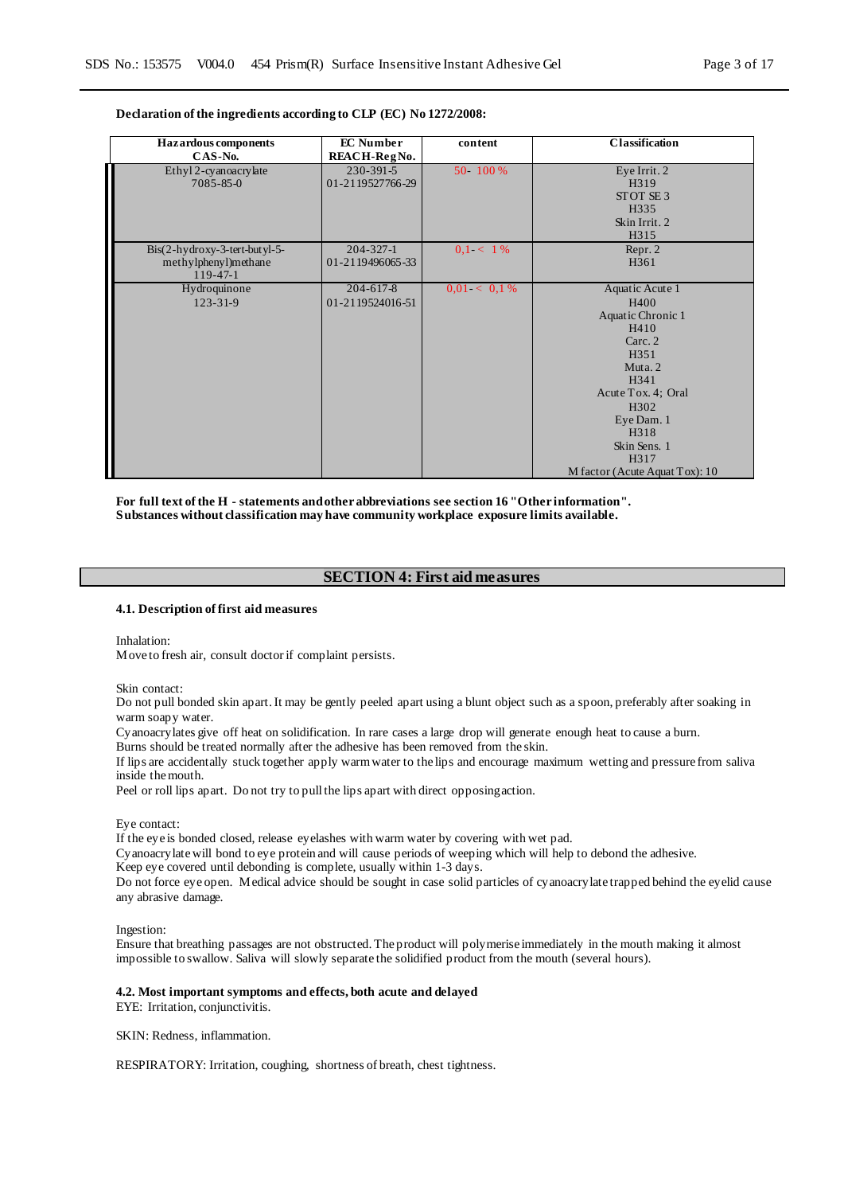**Declaration of the ingredients according to CLP (EC) No 1272/2008:**

| Hazardous components CAS-No. | EC Number REACH-Reg No. | content | Classification |
|---|---|---|---|
| Ethyl 2-cyanoacrylate 7085-85-0 | 230-391-5 01-2119527766-29 | 50- 100 % | Eye Irrit. 2 H319 STOT SE 3 H335 Skin Irrit. 2 H315 |
| Bis(2-hydroxy-3-tert-butyl-5-methylphenyl)methane 119-47-1 | 204-327-1 01-2119496065-33 | 0,1- < 1 % | Repr. 2 H361 |
| Hydroquinone 123-31-9 | 204-617-8 01-2119524016-51 | 0,01- < 0,1 % | Aquatic Acute 1 H400 Aquatic Chronic 1 H410 Carc. 2 H351 Muta. 2 H341 Acute Tox. 4; Oral H302 Eye Dam. 1 H318 Skin Sens. 1 H317 M factor (Acute Aquat Tox): 10 |

**For full text of the H - statements and other abbreviations see section 16 "Other information".**
**Substances without classification may have community workplace exposure limits available.**

## SECTION 4: First aid measures

### 4.1. Description of first aid measures

Inhalation:
Move to fresh air, consult doctor if complaint persists.

Skin contact:
Do not pull bonded skin apart. It may be gently peeled apart using a blunt object such as a spoon, preferably after soaking in warm soapy water.
Cyanoacrylates give off heat on solidification. In rare cases a large drop will generate enough heat to cause a burn.
Burns should be treated normally after the adhesive has been removed from the skin.
If lips are accidentally stuck together apply warm water to the lips and encourage maximum wetting and pressure from saliva inside the mouth.
Peel or roll lips apart. Do not try to pull the lips apart with direct opposing action.

Eye contact:
If the eye is bonded closed, release eyelashes with warm water by covering with wet pad.
Cyanoacrylate will bond to eye protein and will cause periods of weeping which will help to debond the adhesive.
Keep eye covered until debonding is complete, usually within 1-3 days.
Do not force eye open. Medical advice should be sought in case solid particles of cyanoacrylate trapped behind the eyelid cause any abrasive damage.

Ingestion:
Ensure that breathing passages are not obstructed. The product will polymerise immediately in the mouth making it almost impossible to swallow. Saliva will slowly separate the solidified product from the mouth (several hours).

### 4.2. Most important symptoms and effects, both acute and delayed

EYE: Irritation, conjunctivitis.

SKIN: Redness, inflammation.

RESPIRATORY: Irritation, coughing, shortness of breath, chest tightness.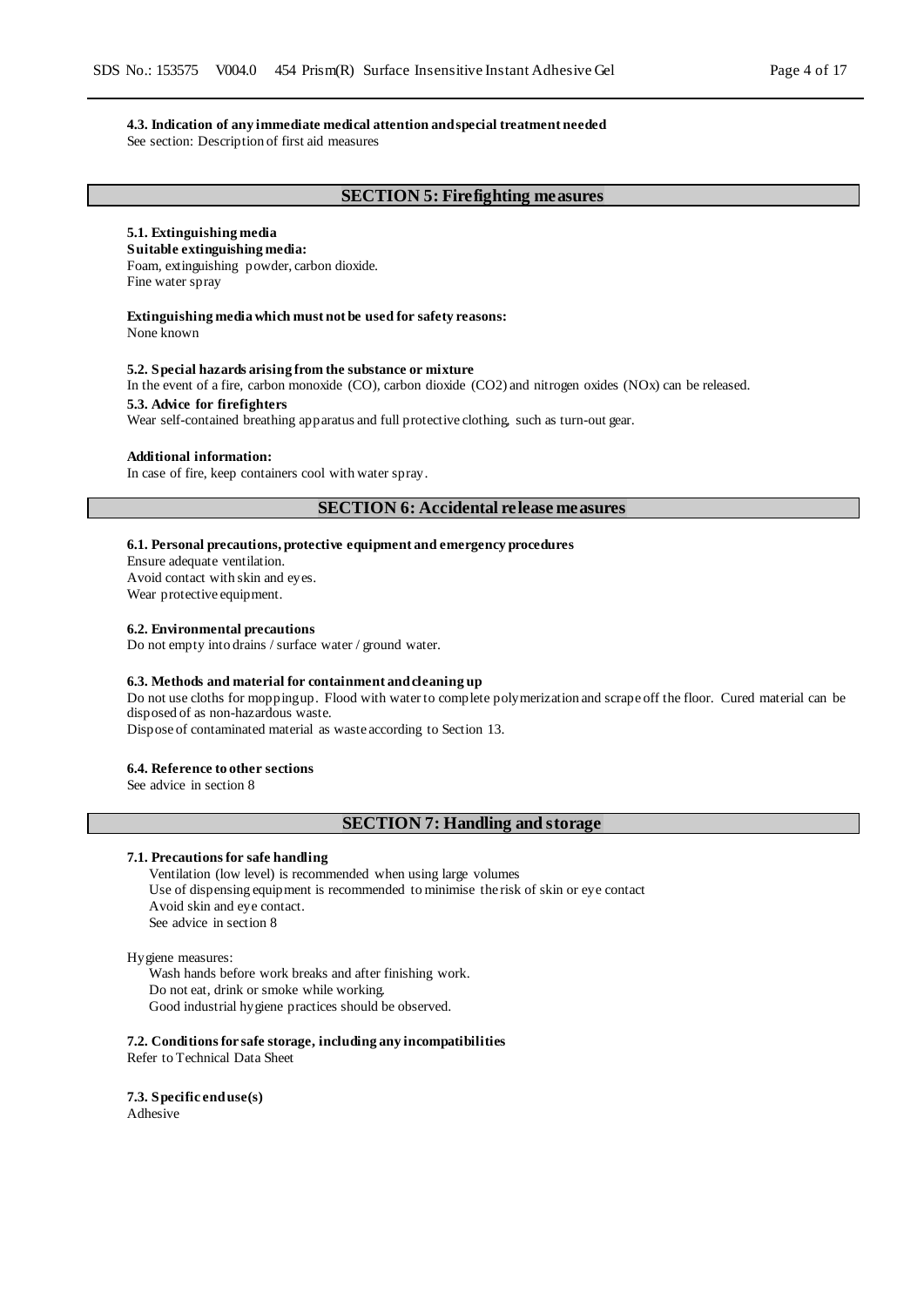**4.3. Indication of any immediate medical attention and special treatment needed**
See section: Description of first aid measures

## SECTION 5: Firefighting measures

**5.1. Extinguishing media**
**Suitable extinguishing media:**
Foam, extinguishing powder, carbon dioxide.
Fine water spray

**Extinguishing media which must not be used for safety reasons:**
None known

**5.2. Special hazards arising from the substance or mixture**
In the event of a fire, carbon monoxide (CO), carbon dioxide ($CO_2$) and nitrogen oxides ($NO_x$) can be released.

**5.3. Advice for firefighters**
Wear self-contained breathing apparatus and full protective clothing, such as turn-out gear.

**Additional information:**
In case of fire, keep containers cool with water spray.

## SECTION 6: Accidental release measures

**6.1. Personal precautions, protective equipment and emergency procedures**
Ensure adequate ventilation.
Avoid contact with skin and eyes.
Wear protective equipment.

**6.2. Environmental precautions**
Do not empty into drains / surface water / ground water.

**6.3. Methods and material for containment and cleaning up**
Do not use cloths for mopping up. Flood with water to complete polymerization and scrape off the floor. Cured material can be disposed of as non-hazardous waste.
Dispose of contaminated material as waste according to Section 13.

**6.4. Reference to other sections**
See advice in section 8

## SECTION 7: Handling and storage

**7.1. Precautions for safe handling**
Ventilation (low level) is recommended when using large volumes
Use of dispensing equipment is recommended to minimise the risk of skin or eye contact
Avoid skin and eye contact.
See advice in section 8

Hygiene measures:
Wash hands before work breaks and after finishing work.
Do not eat, drink or smoke while working.
Good industrial hygiene practices should be observed.

**7.2. Conditions for safe storage, including any incompatibilities**
Refer to Technical Data Sheet

**7.3. Specific end use(s)**
Adhesive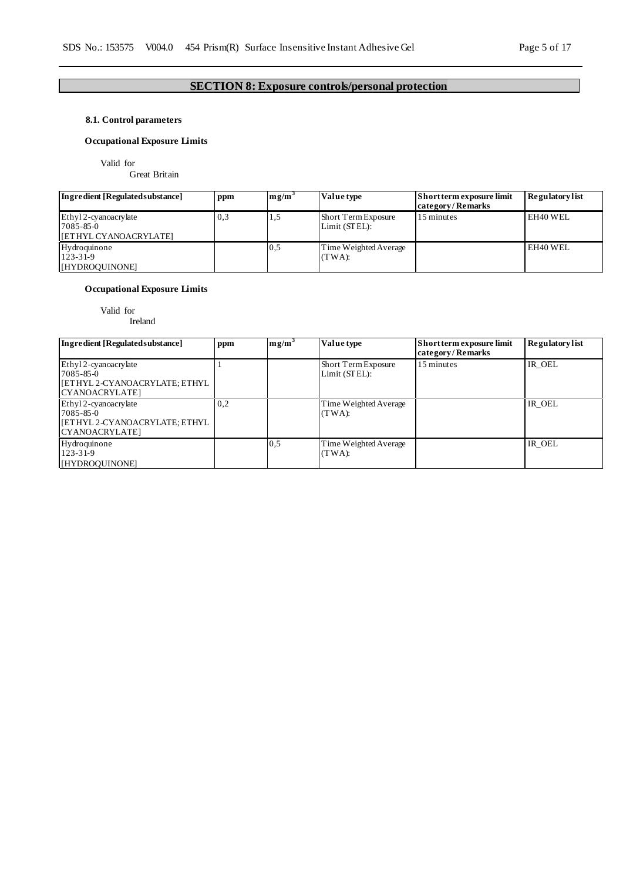## SECTION 8: Exposure controls/personal protection

### 8.1. Control parameters

**Occupational Exposure Limits**

Valid for
Great Britain

| Ingredient [Regulated substance] | ppm | mg/m³ | Value type | Short term exposure limit category / Remarks | Regulatory list |
|---|---|---|---|---|---|
| Ethyl 2-cyanoacrylate 7085-85-0 [ETHYL CYANOACRYLATE] | 0,3 | 1,5 | Short Term Exposure Limit (STEL): | 15 minutes | EH40 WEL |
| Hydroquinone 123-31-9 [HYDROQUINONE] | | 0,5 | Time Weighted Average (TWA): | | EH40 WEL |

**Occupational Exposure Limits**

Valid for
Ireland

| Ingredient [Regulated substance] | ppm | mg/m³ | Value type | Short term exposure limit category / Remarks | Regulatory list |
|---|---|---|---|---|---|
| Ethyl 2-cyanoacrylate 7085-85-0 [ETHYL 2-CYANOACRYLATE; ETHYL CYANOACRYLATE] | 1 | | Short Term Exposure Limit (STEL): | 15 minutes | IR_OEL |
| Ethyl 2-cyanoacrylate 7085-85-0 [ETHYL 2-CYANOACRYLATE; ETHYL CYANOACRYLATE] | 0,2 | | Time Weighted Average (TWA): | | IR_OEL |
| Hydroquinone 123-31-9 [HYDROQUINONE] | | 0,5 | Time Weighted Average (TWA): | | IR_OEL |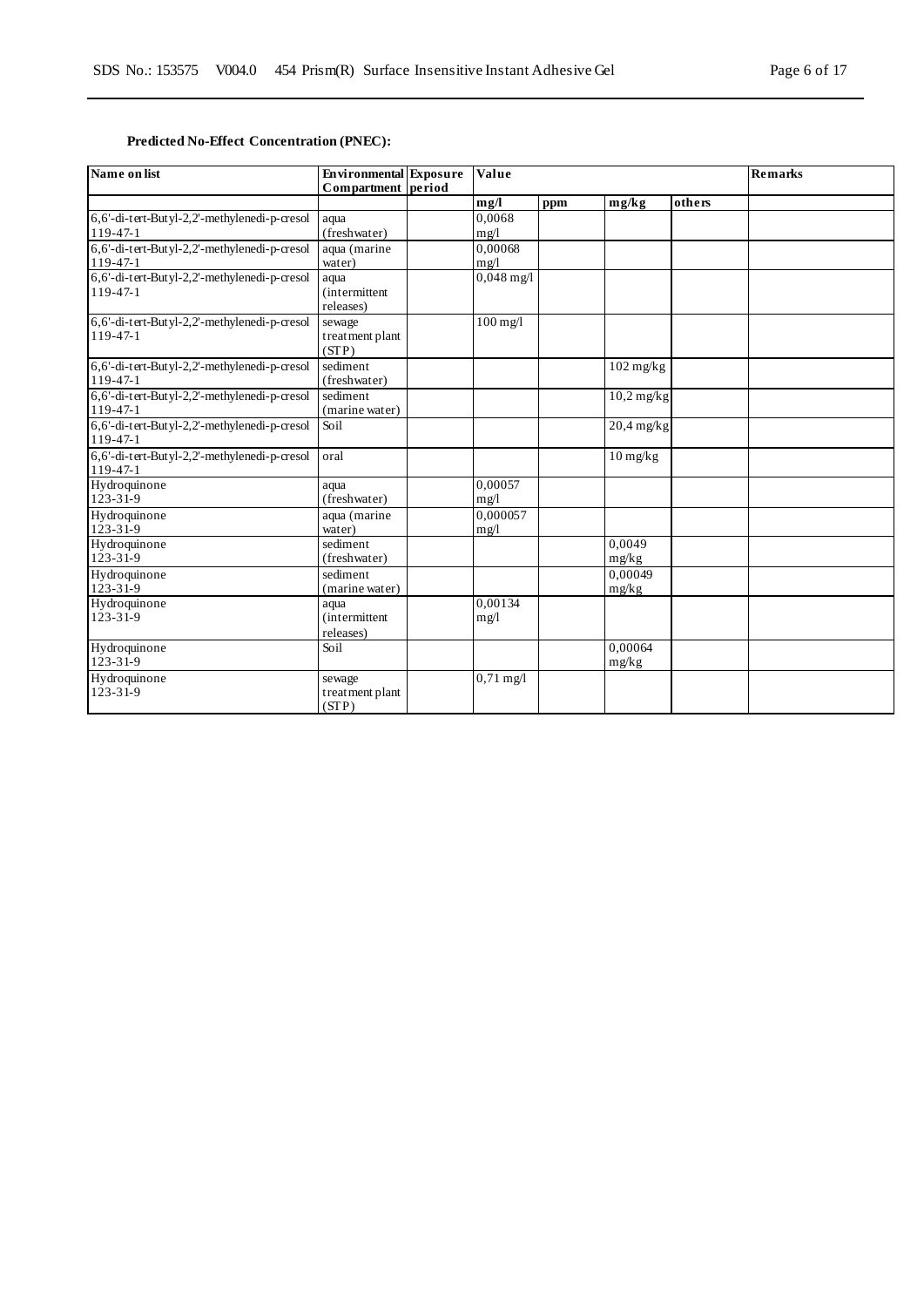**Predicted No-Effect Concentration (PNEC):**

| Name on list | Environmental Compartment | Exposure period | Value | | | | Remarks |
|---|---|---|---|---|---|---|---|
| | | | mg/l | ppm | mg/kg | others | |
| 6,6'-di-tert-Butyl-2,2'-methylenedi-p-cresol 119-47-1 | aqua (freshwater) | | 0,0068 mg/l | | | | |
| 6,6'-di-tert-Butyl-2,2'-methylenedi-p-cresol 119-47-1 | aqua (marine water) | | 0,00068 mg/l | | | | |
| 6,6'-di-tert-Butyl-2,2'-methylenedi-p-cresol 119-47-1 | aqua (intermittent releases) | | 0,048 mg/l | | | | |
| 6,6'-di-tert-Butyl-2,2'-methylenedi-p-cresol 119-47-1 | sewage treatment plant (STP) | | 100 mg/l | | | | |
| 6,6'-di-tert-Butyl-2,2'-methylenedi-p-cresol 119-47-1 | sediment (freshwater) | | | | 102 mg/kg | | |
| 6,6'-di-tert-Butyl-2,2'-methylenedi-p-cresol 119-47-1 | sediment (marine water) | | | | 10,2 mg/kg | | |
| 6,6'-di-tert-Butyl-2,2'-methylenedi-p-cresol 119-47-1 | Soil | | | | 20,4 mg/kg | | |
| 6,6'-di-tert-Butyl-2,2'-methylenedi-p-cresol 119-47-1 | oral | | | | 10 mg/kg | | |
| Hydroquinone 123-31-9 | aqua (freshwater) | | 0,00057 mg/l | | | | |
| Hydroquinone 123-31-9 | aqua (marine water) | | 0,000057 mg/l | | | | |
| Hydroquinone 123-31-9 | sediment (freshwater) | | | | 0,0049 mg/kg | | |
| Hydroquinone 123-31-9 | sediment (marine water) | | | | 0,00049 mg/kg | | |
| Hydroquinone 123-31-9 | aqua (intermittent releases) | | 0,00134 mg/l | | | | |
| Hydroquinone 123-31-9 | Soil | | | | 0,00064 mg/kg | | |
| Hydroquinone 123-31-9 | sewage treatment plant (STP) | | 0,71 mg/l | | | | |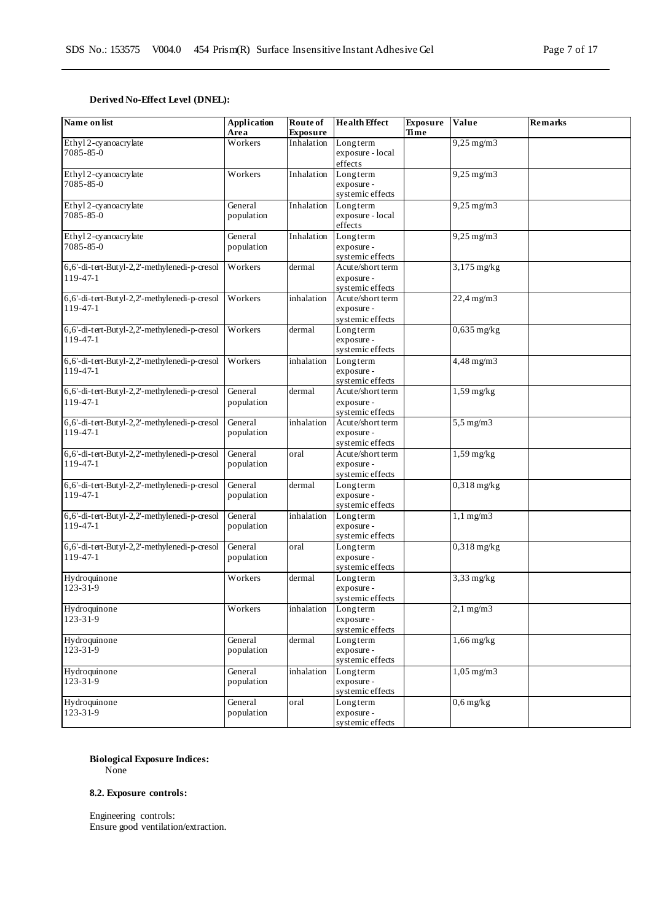**Derived No-Effect Level (DNEL):**

| Name on list | Application Area | Route of Exposure | Health Effect | Exposure Time | Value | Remarks |
|---|---|---|---|---|---|---|
| Ethyl 2-cyanoacrylate 7085-85-0 | Workers | Inhalation | Long term exposure - local effects | | 9,25 mg/m3 | |
| Ethyl 2-cyanoacrylate 7085-85-0 | Workers | Inhalation | Long term exposure - systemic effects | | 9,25 mg/m3 | |
| Ethyl 2-cyanoacrylate 7085-85-0 | General population | Inhalation | Long term exposure - local effects | | 9,25 mg/m3 | |
| Ethyl 2-cyanoacrylate 7085-85-0 | General population | Inhalation | Long term exposure - systemic effects | | 9,25 mg/m3 | |
| 6,6'-di-tert-Butyl-2,2'-methylenedi-p-cresol 119-47-1 | Workers | dermal | Acute/short term exposure - systemic effects | | 3,175 mg/kg | |
| 6,6'-di-tert-Butyl-2,2'-methylenedi-p-cresol 119-47-1 | Workers | inhalation | Acute/short term exposure - systemic effects | | 22,4 mg/m3 | |
| 6,6'-di-tert-Butyl-2,2'-methylenedi-p-cresol 119-47-1 | Workers | dermal | Long term exposure - systemic effects | | 0,635 mg/kg | |
| 6,6'-di-tert-Butyl-2,2'-methylenedi-p-cresol 119-47-1 | Workers | inhalation | Long term exposure - systemic effects | | 4,48 mg/m3 | |
| 6,6'-di-tert-Butyl-2,2'-methylenedi-p-cresol 119-47-1 | General population | dermal | Acute/short term exposure - systemic effects | | 1,59 mg/kg | |
| 6,6'-di-tert-Butyl-2,2'-methylenedi-p-cresol 119-47-1 | General population | inhalation | Acute/short term exposure - systemic effects | | 5,5 mg/m3 | |
| 6,6'-di-tert-Butyl-2,2'-methylenedi-p-cresol 119-47-1 | General population | oral | Acute/short term exposure - systemic effects | | 1,59 mg/kg | |
| 6,6'-di-tert-Butyl-2,2'-methylenedi-p-cresol 119-47-1 | General population | dermal | Long term exposure - systemic effects | | 0,318 mg/kg | |
| 6,6'-di-tert-Butyl-2,2'-methylenedi-p-cresol 119-47-1 | General population | inhalation | Long term exposure - systemic effects | | 1,1 mg/m3 | |
| 6,6'-di-tert-Butyl-2,2'-methylenedi-p-cresol 119-47-1 | General population | oral | Long term exposure - systemic effects | | 0,318 mg/kg | |
| Hydroquinone 123-31-9 | Workers | dermal | Long term exposure - systemic effects | | 3,33 mg/kg | |
| Hydroquinone 123-31-9 | Workers | inhalation | Long term exposure - systemic effects | | 2,1 mg/m3 | |
| Hydroquinone 123-31-9 | General population | dermal | Long term exposure - systemic effects | | 1,66 mg/kg | |
| Hydroquinone 123-31-9 | General population | inhalation | Long term exposure - systemic effects | | 1,05 mg/m3 | |
| Hydroquinone 123-31-9 | General population | oral | Long term exposure - systemic effects | | 0,6 mg/kg | |

**Biological Exposure Indices:**

None

**8.2. Exposure controls:**

Engineering controls:
Ensure good ventilation/extraction.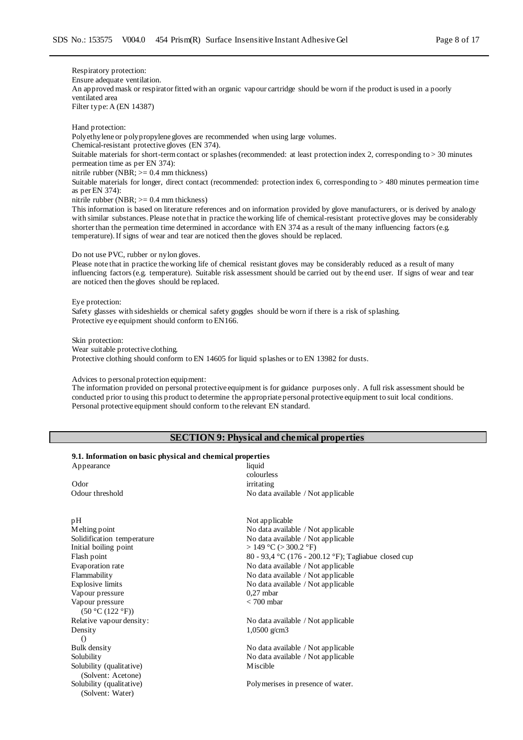Respiratory protection:
Ensure adequate ventilation.
An approved mask or respirator fitted with an organic vapour cartridge should be worn if the product is used in a poorly ventilated area
Filter type: A (EN 14387)

Hand protection:
Polyethylene or polypropylene gloves are recommended when using large volumes.
Chemical-resistant protective gloves (EN 374).
Suitable materials for short-term contact or splashes (recommended: at least protection index 2, corresponding to > 30 minutes permeation time as per EN 374):
nitrile rubber (NBR; >= 0.4 mm thickness)
Suitable materials for longer, direct contact (recommended: protection index 6, corresponding to > 480 minutes permeation time as per EN 374):
nitrile rubber (NBR; >= 0.4 mm thickness)
This information is based on literature references and on information provided by glove manufacturers, or is derived by analogy with similar substances. Please note that in practice the working life of chemical-resistant protective gloves may be considerably shorter than the permeation time determined in accordance with EN 374 as a result of the many influencing factors (e.g. temperature). If signs of wear and tear are noticed then the gloves should be replaced.

Do not use PVC, rubber or nylon gloves.
Please note that in practice the working life of chemical resistant gloves may be considerably reduced as a result of many influencing factors (e.g. temperature). Suitable risk assessment should be carried out by the end user. If signs of wear and tear are noticed then the gloves should be replaced.

Eye protection:
Safety glasses with sideshields or chemical safety goggles should be worn if there is a risk of splashing.
Protective eye equipment should conform to EN166.

Skin protection:
Wear suitable protective clothing.
Protective clothing should conform to EN 14605 for liquid splashes or to EN 13982 for dusts.

Advices to personal protection equipment:
The information provided on personal protective equipment is for guidance purposes only. A full risk assessment should be conducted prior to using this product to determine the appropriate personal protective equipment to suit local conditions.
Personal protective equipment should conform to the relevant EN standard.

## SECTION 9: Physical and chemical properties

### 9.1. Information on basic physical and chemical properties

| Property | Value |
|---|---|
| Appearance | liquid<br>colourless |
| Odor | irritating |
| Odour threshold | No data available / Not applicable |
| pH | Not applicable |
| Melting point | No data available / Not applicable |
| Solidification temperature | No data available / Not applicable |
| Initial boiling point | > 149 °C (> 300.2 °F) |
| Flash point | 80 - 93,4 °C (176 - 200.12 °F); Tagliabue closed cup |
| Evaporation rate | No data available / Not applicable |
| Flammability | No data available / Not applicable |
| Explosive limits | No data available / Not applicable |
| Vapour pressure | 0,27 mbar |
| Vapour pressure<br>(50 °C (122 °F)) | < 700 mbar |
| Relative vapour density: | No data available / Not applicable |
| Density<br>() | 1,0500 g/cm3 |
| Bulk density | No data available / Not applicable |
| Solubility | No data available / Not applicable |
| Solubility (qualitative)<br>(Solvent: Acetone) | Miscible |
| Solubility (qualitative)<br>(Solvent: Water) | Polymerises in presence of water. |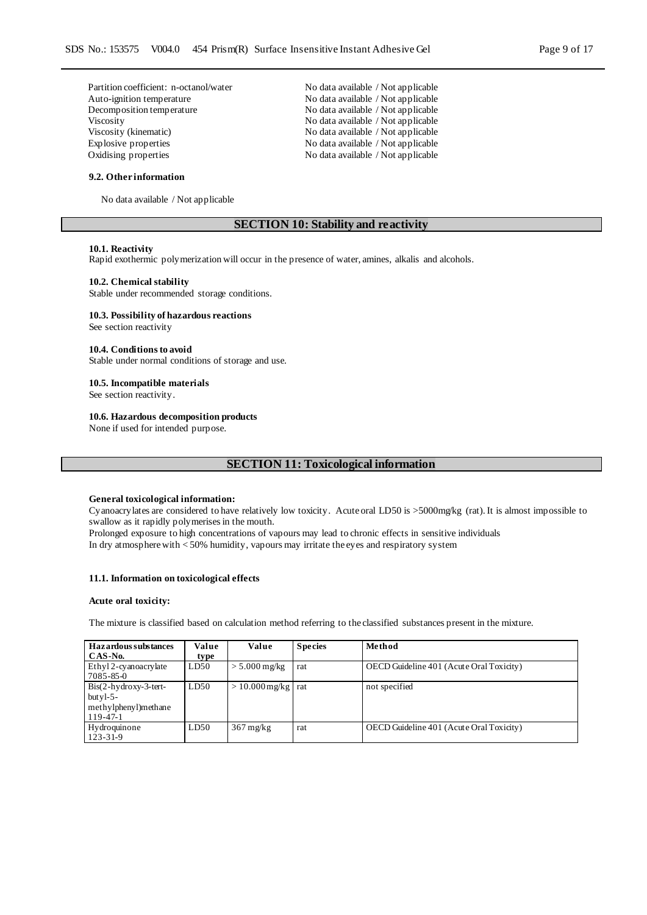| | |
|---|---|
| Partition coefficient: n-octanol/water | No data available / Not applicable |
| Auto-ignition temperature | No data available / Not applicable |
| Decomposition temperature | No data available / Not applicable |
| Viscosity | No data available / Not applicable |
| Viscosity (kinematic) | No data available / Not applicable |
| Explosive properties | No data available / Not applicable |
| Oxidising properties | No data available / Not applicable |

### 9.2. Other information

No data available / Not applicable

## SECTION 10: Stability and reactivity

### 10.1. Reactivity

Rapid exothermic polymerization will occur in the presence of water, amines, alkalis and alcohols.

### 10.2. Chemical stability

Stable under recommended storage conditions.

### 10.3. Possibility of hazardous reactions

See section reactivity

### 10.4. Conditions to avoid

Stable under normal conditions of storage and use.

### 10.5. Incompatible materials

See section reactivity.

### 10.6. Hazardous decomposition products

None if used for intended purpose.

## SECTION 11: Toxicological information

**General toxicological information:**

Cyanoacrylates are considered to have relatively low toxicity. Acute oral LD50 is >5000mg/kg (rat). It is almost impossible to swallow as it rapidly polymerises in the mouth.
Prolonged exposure to high concentrations of vapours may lead to chronic effects in sensitive individuals
In dry atmosphere with < 50% humidity, vapours may irritate the eyes and respiratory system

### 11.1. Information on toxicological effects

**Acute oral toxicity:**

The mixture is classified based on calculation method referring to the classified substances present in the mixture.

| Hazardous substances CAS-No. | Value type | Value | Species | Method |
|---|---|---|---|---|
| Ethyl 2-cyanoacrylate 7085-85-0 | LD50 | > 5.000 mg/kg | rat | OECD Guideline 401 (Acute Oral Toxicity) |
| Bis(2-hydroxy-3-tert-butyl-5-methylphenyl)methane 119-47-1 | LD50 | > 10.000 mg/kg | rat | not specified |
| Hydroquinone 123-31-9 | LD50 | 367 mg/kg | rat | OECD Guideline 401 (Acute Oral Toxicity) |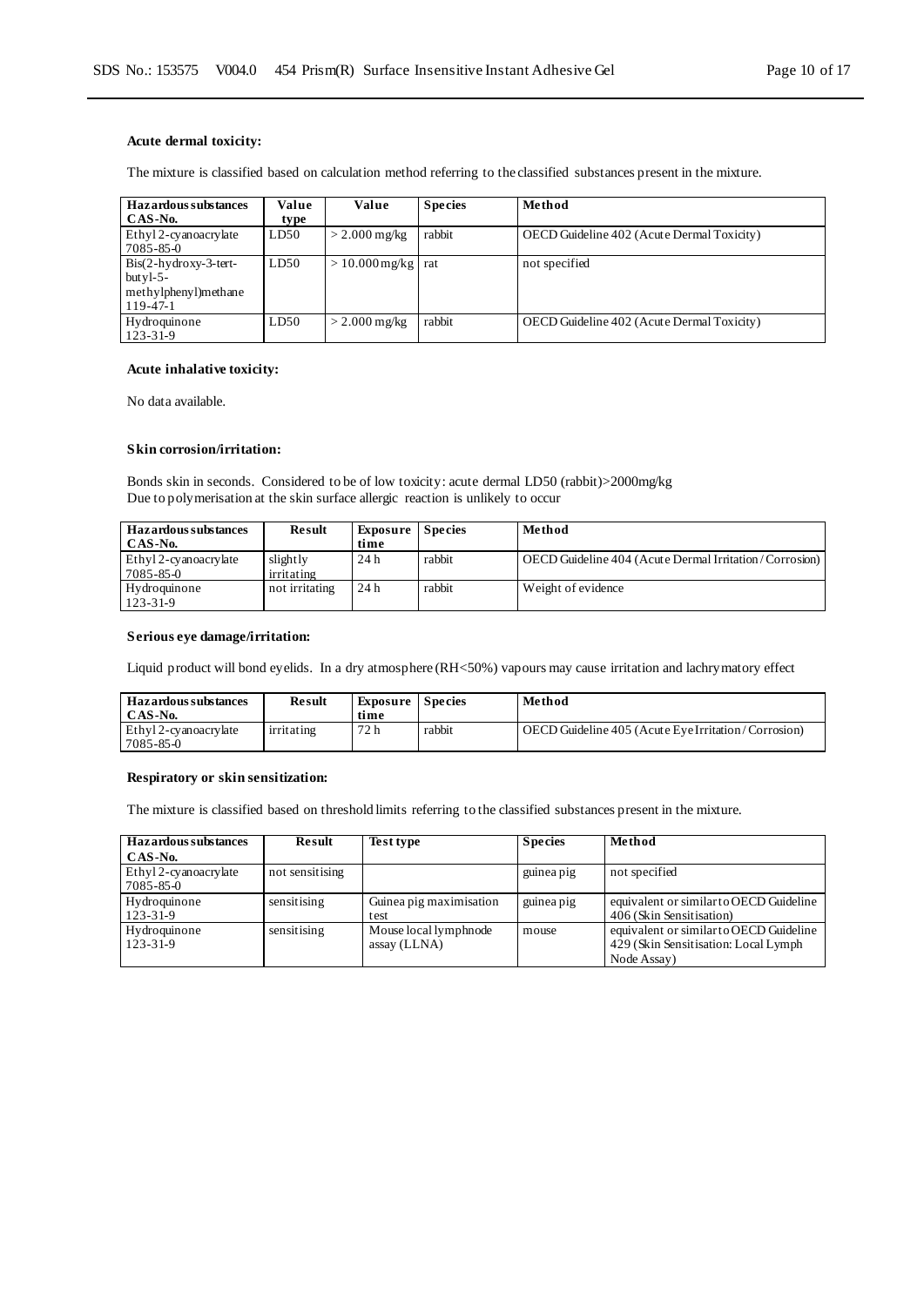**Acute dermal toxicity:**

The mixture is classified based on calculation method referring to the classified substances present in the mixture.

| Hazardous substances CAS-No. | Value type | Value | Species | Method |
|---|---|---|---|---|
| Ethyl 2-cyanoacrylate 7085-85-0 | LD50 | > 2.000 mg/kg | rabbit | OECD Guideline 402 (Acute Dermal Toxicity) |
| Bis(2-hydroxy-3-tert-butyl-5-methylphenyl)methane 119-47-1 | LD50 | > 10.000 mg/kg | rat | not specified |
| Hydroquinone 123-31-9 | LD50 | > 2.000 mg/kg | rabbit | OECD Guideline 402 (Acute Dermal Toxicity) |

**Acute inhalative toxicity:**

No data available.

**Skin corrosion/irritation:**

Bonds skin in seconds. Considered to be of low toxicity: acute dermal LD50 (rabbit)>2000mg/kg
Due to polymerisation at the skin surface allergic reaction is unlikely to occur

| Hazardous substances CAS-No. | Result | Exposure time | Species | Method |
|---|---|---|---|---|
| Ethyl 2-cyanoacrylate 7085-85-0 | slightly irritating | 24 h | rabbit | OECD Guideline 404 (Acute Dermal Irritation / Corrosion) |
| Hydroquinone 123-31-9 | not irritating | 24 h | rabbit | Weight of evidence |

**Serious eye damage/irritation:**

Liquid product will bond eyelids. In a dry atmosphere (RH<50%) vapours may cause irritation and lachrymatory effect

| Hazardous substances CAS-No. | Result | Exposure time | Species | Method |
|---|---|---|---|---|
| Ethyl 2-cyanoacrylate 7085-85-0 | irritating | 72 h | rabbit | OECD Guideline 405 (Acute Eye Irritation / Corrosion) |

**Respiratory or skin sensitization:**

The mixture is classified based on threshold limits referring to the classified substances present in the mixture.

| Hazardous substances CAS-No. | Result | Test type | Species | Method |
|---|---|---|---|---|
| Ethyl 2-cyanoacrylate 7085-85-0 | not sensitising | | guinea pig | not specified |
| Hydroquinone 123-31-9 | sensitising | Guinea pig maximisation test | guinea pig | equivalent or similar to OECD Guideline 406 (Skin Sensitisation) |
| Hydroquinone 123-31-9 | sensitising | Mouse local lymphnode assay (LLNA) | mouse | equivalent or similar to OECD Guideline 429 (Skin Sensitisation: Local Lymph Node Assay) |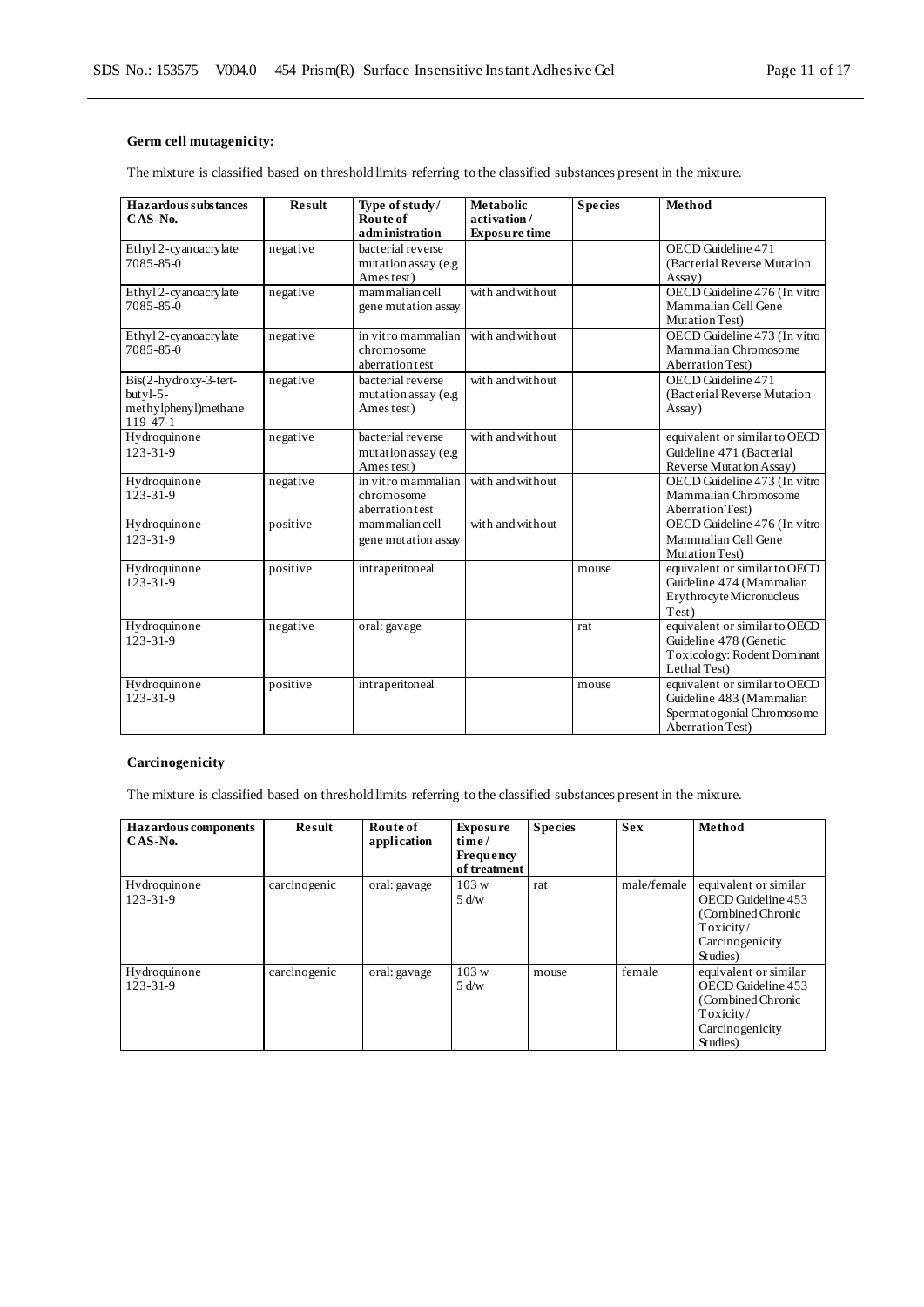**Germ cell mutagenicity:**

The mixture is classified based on threshold limits referring to the classified substances present in the mixture.

| Hazardous substances CAS-No. | Result | Type of study / Route of administration | Metabolic activation / Exposure time | Species | Method |
|---|---|---|---|---|---|
| Ethyl 2-cyanoacrylate 7085-85-0 | negative | bacterial reverse mutation assay (e.g Ames test) | | | OECD Guideline 471 (Bacterial Reverse Mutation Assay) |
| Ethyl 2-cyanoacrylate 7085-85-0 | negative | mammalian cell gene mutation assay | with and without | | OECD Guideline 476 (In vitro Mammalian Cell Gene Mutation Test) |
| Ethyl 2-cyanoacrylate 7085-85-0 | negative | in vitro mammalian chromosome aberration test | with and without | | OECD Guideline 473 (In vitro Mammalian Chromosome Aberration Test) |
| Bis(2-hydroxy-3-tert-butyl-5-methylphenyl)methane 119-47-1 | negative | bacterial reverse mutation assay (e.g Ames test) | with and without | | OECD Guideline 471 (Bacterial Reverse Mutation Assay) |
| Hydroquinone 123-31-9 | negative | bacterial reverse mutation assay (e.g Ames test) | with and without | | equivalent or similar to OECD Guideline 471 (Bacterial Reverse Mutation Assay) |
| Hydroquinone 123-31-9 | negative | in vitro mammalian chromosome aberration test | with and without | | OECD Guideline 473 (In vitro Mammalian Chromosome Aberration Test) |
| Hydroquinone 123-31-9 | positive | mammalian cell gene mutation assay | with and without | | OECD Guideline 476 (In vitro Mammalian Cell Gene Mutation Test) |
| Hydroquinone 123-31-9 | positive | intraperitoneal | | mouse | equivalent or similar to OECD Guideline 474 (Mammalian Erythrocyte Micronucleus Test) |
| Hydroquinone 123-31-9 | negative | oral: gavage | | rat | equivalent or similar to OECD Guideline 478 (Genetic Toxicology: Rodent Dominant Lethal Test) |
| Hydroquinone 123-31-9 | positive | intraperitoneal | | mouse | equivalent or similar to OECD Guideline 483 (Mammalian Spermatogonial Chromosome Aberration Test) |

**Carcinogenicity**

The mixture is classified based on threshold limits referring to the classified substances present in the mixture.

| Hazardous components CAS-No. | Result | Route of application | Exposure time / Frequency of treatment | Species | Sex | Method |
|---|---|---|---|---|---|---|
| Hydroquinone 123-31-9 | carcinogenic | oral: gavage | 103 w 5 d/w | rat | male/female | equivalent or similar OECD Guideline 453 (Combined Chronic Toxicity / Carcinogenicity Studies) |
| Hydroquinone 123-31-9 | carcinogenic | oral: gavage | 103 w 5 d/w | mouse | female | equivalent or similar OECD Guideline 453 (Combined Chronic Toxicity / Carcinogenicity Studies) |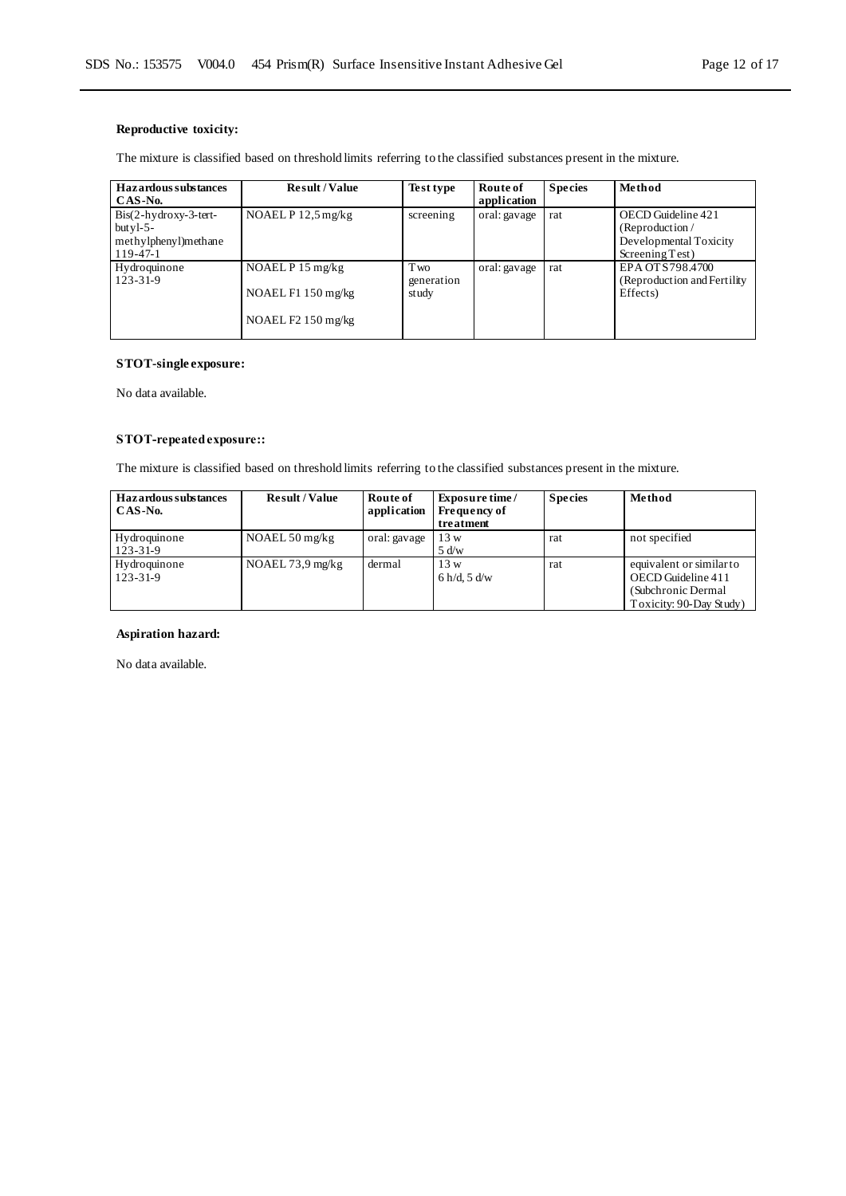**Reproductive toxicity:**

The mixture is classified based on threshold limits referring to the classified substances present in the mixture.

| Hazardous substances CAS-No. | Result / Value | Test type | Route of application | Species | Method |
|---|---|---|---|---|---|
| Bis(2-hydroxy-3-tert-butyl-5-methylphenyl)methane 119-47-1 | NOAEL P 12,5 mg/kg | screening | oral: gavage | rat | OECD Guideline 421 (Reproduction / Developmental Toxicity Screening Test) |
| Hydroquinone 123-31-9 | NOAEL P 15 mg/kg<br><br>NOAEL F1 150 mg/kg<br><br>NOAEL F2 150 mg/kg | Two generation study | oral: gavage | rat | EPA OTS 798.4700 (Reproduction and Fertility Effects) |

**STOT-single exposure:**

No data available.

**STOT-repeated exposure::**

The mixture is classified based on threshold limits referring to the classified substances present in the mixture.

| Hazardous substances CAS-No. | Result / Value | Route of application | Exposure time / Frequency of treatment | Species | Method |
|---|---|---|---|---|---|
| Hydroquinone 123-31-9 | NOAEL 50 mg/kg | oral: gavage | 13 w<br>5 d/w | rat | not specified |
| Hydroquinone 123-31-9 | NOAEL 73,9 mg/kg | dermal | 13 w<br>6 h/d, 5 d/w | rat | equivalent or similar to OECD Guideline 411 (Subchronic Dermal Toxicity: 90-Day Study) |

**Aspiration hazard:**

No data available.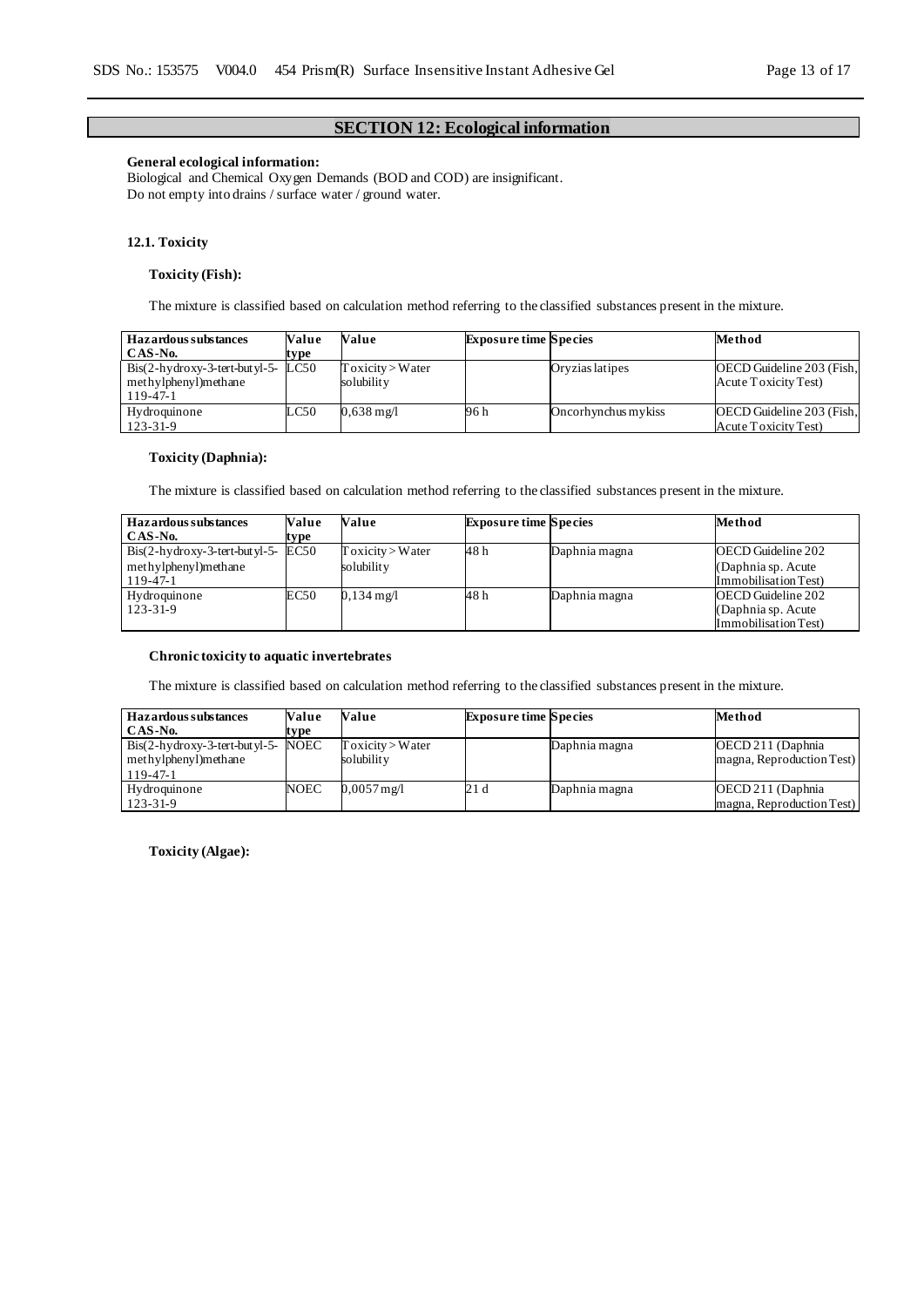## SECTION 12: Ecological information

**General ecological information:**
Biological and Chemical Oxygen Demands (BOD and COD) are insignificant.
Do not empty into drains / surface water / ground water.

### 12.1. Toxicity

**Toxicity (Fish):**

The mixture is classified based on calculation method referring to the classified substances present in the mixture.

| Hazardous substances CAS-No. | Value type | Value | Exposure time | Species | Method |
|---|---|---|---|---|---|
| Bis(2-hydroxy-3-tert-butyl-5-methylphenyl)methane 119-47-1 | LC50 | Toxicity > Water solubility | | Oryzias latipes | OECD Guideline 203 (Fish, Acute Toxicity Test) |
| Hydroquinone 123-31-9 | LC50 | 0,638 mg/l | 96 h | Oncorhynchus mykiss | OECD Guideline 203 (Fish, Acute Toxicity Test) |

**Toxicity (Daphnia):**

The mixture is classified based on calculation method referring to the classified substances present in the mixture.

| Hazardous substances CAS-No. | Value type | Value | Exposure time | Species | Method |
|---|---|---|---|---|---|
| Bis(2-hydroxy-3-tert-butyl-5-methylphenyl)methane 119-47-1 | EC50 | Toxicity > Water solubility | 48 h | Daphnia magna | OECD Guideline 202 (Daphnia sp. Acute Immobilisation Test) |
| Hydroquinone 123-31-9 | EC50 | 0,134 mg/l | 48 h | Daphnia magna | OECD Guideline 202 (Daphnia sp. Acute Immobilisation Test) |

**Chronic toxicity to aquatic invertebrates**

The mixture is classified based on calculation method referring to the classified substances present in the mixture.

| Hazardous substances CAS-No. | Value type | Value | Exposure time | Species | Method |
|---|---|---|---|---|---|
| Bis(2-hydroxy-3-tert-butyl-5-methylphenyl)methane 119-47-1 | NOEC | Toxicity > Water solubility | | Daphnia magna | OECD 211 (Daphnia magna, Reproduction Test) |
| Hydroquinone 123-31-9 | NOEC | 0,0057 mg/l | 21 d | Daphnia magna | OECD 211 (Daphnia magna, Reproduction Test) |

**Toxicity (Algae):**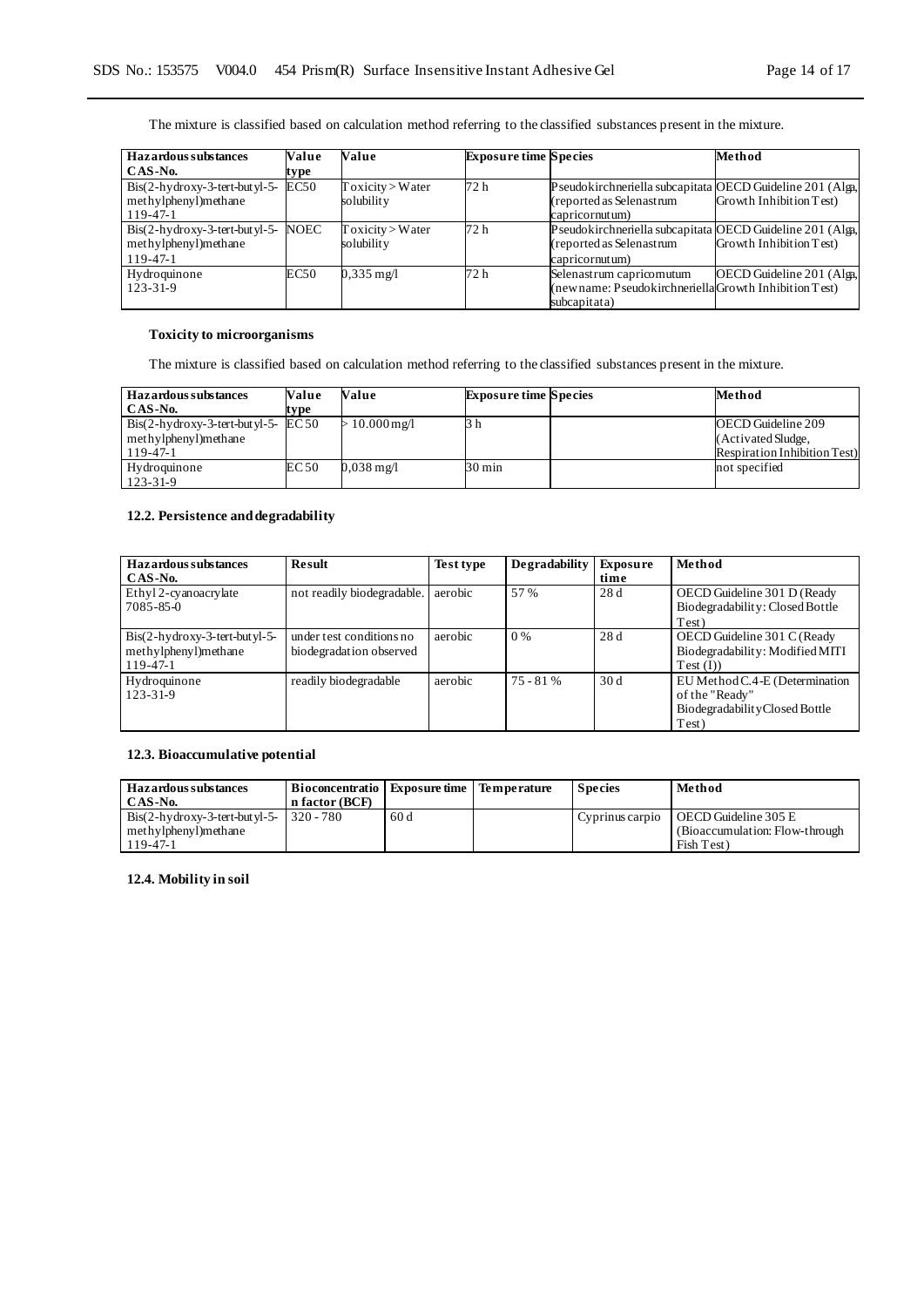The mixture is classified based on calculation method referring to the classified substances present in the mixture.

| Hazardous substances CAS-No. | Value type | Value | Exposure time | Species | Method |
|---|---|---|---|---|---|
| Bis(2-hydroxy-3-tert-butyl-5-methylphenyl)methane 119-47-1 | EC50 | Toxicity > Water solubility | 72 h | Pseudokirchneriella subcapitata (reported as Selenastrum capricornutum) | OECD Guideline 201 (Alga, Growth Inhibition Test) |
| Bis(2-hydroxy-3-tert-butyl-5-methylphenyl)methane 119-47-1 | NOEC | Toxicity > Water solubility | 72 h | Pseudokirchneriella subcapitata (reported as Selenastrum capricornutum) | OECD Guideline 201 (Alga, Growth Inhibition Test) |
| Hydroquinone 123-31-9 | EC50 | 0,335 mg/l | 72 h | Selenastrum capricornutum (new name: Pseudokirchneriella subcapitata) | OECD Guideline 201 (Alga, Growth Inhibition Test) |

### Toxicity to microorganisms

The mixture is classified based on calculation method referring to the classified substances present in the mixture.

| Hazardous substances CAS-No. | Value type | Value | Exposure time | Species | Method |
|---|---|---|---|---|---|
| Bis(2-hydroxy-3-tert-butyl-5-methylphenyl)methane 119-47-1 | EC50 | > 10.000 mg/l | 3 h | | OECD Guideline 209 (Activated Sludge, Respiration Inhibition Test) |
| Hydroquinone 123-31-9 | EC50 | 0,038 mg/l | 30 min | | not specified |

### 12.2. Persistence and degradability

| Hazardous substances CAS-No. | Result | Test type | Degradability | Exposure time | Method |
|---|---|---|---|---|---|
| Ethyl 2-cyanoacrylate 7085-85-0 | not readily biodegradable. | aerobic | 57 % | 28 d | OECD Guideline 301 D (Ready Biodegradability: Closed Bottle Test) |
| Bis(2-hydroxy-3-tert-butyl-5-methylphenyl)methane 119-47-1 | under test conditions no biodegradation observed | aerobic | 0 % | 28 d | OECD Guideline 301 C (Ready Biodegradability: Modified MITI Test (I)) |
| Hydroquinone 123-31-9 | readily biodegradable | aerobic | 75 - 81 % | 30 d | EU Method C.4-E (Determination of the "Ready" Biodegradability Closed Bottle Test) |

### 12.3. Bioaccumulative potential

| Hazardous substances CAS-No. | Bioconcentration factor (BCF) | Exposure time | Temperature | Species | Method |
|---|---|---|---|---|---|
| Bis(2-hydroxy-3-tert-butyl-5-methylphenyl)methane 119-47-1 | 320 - 780 | 60 d | | Cyprinus carpio | OECD Guideline 305 E (Bioaccumulation: Flow-through Fish Test) |

### 12.4. Mobility in soil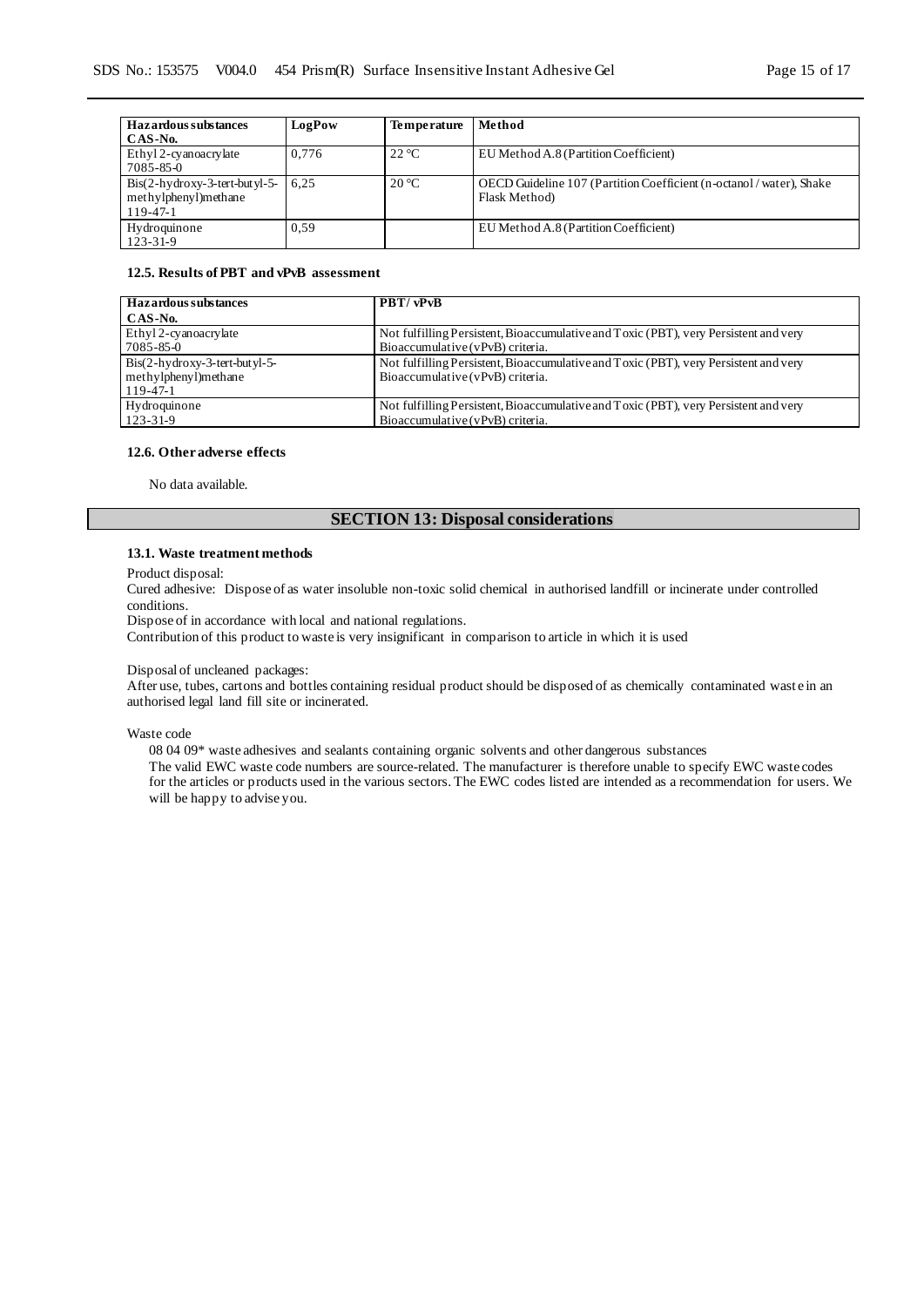| Hazardous substances CAS-No. | LogPow | Temperature | Method |
|---|---|---|---|
| Ethyl 2-cyanoacrylate 7085-85-0 | 0,776 | 22 °C | EU Method A.8 (Partition Coefficient) |
| Bis(2-hydroxy-3-tert-butyl-5-methylphenyl)methane 119-47-1 | 6,25 | 20 °C | OECD Guideline 107 (Partition Coefficient (n-octanol / water), Shake Flask Method) |
| Hydroquinone 123-31-9 | 0,59 | | EU Method A.8 (Partition Coefficient) |

#### 12.5. Results of PBT and vPvB assessment

| Hazardous substances CAS-No. | PBT / vPvB |
|---|---|
| Ethyl 2-cyanoacrylate 7085-85-0 | Not fulfilling Persistent, Bioaccumulative and Toxic (PBT), very Persistent and very Bioaccumulative (vPvB) criteria. |
| Bis(2-hydroxy-3-tert-butyl-5-methylphenyl)methane 119-47-1 | Not fulfilling Persistent, Bioaccumulative and Toxic (PBT), very Persistent and very Bioaccumulative (vPvB) criteria. |
| Hydroquinone 123-31-9 | Not fulfilling Persistent, Bioaccumulative and Toxic (PBT), very Persistent and very Bioaccumulative (vPvB) criteria. |

#### 12.6. Other adverse effects

No data available.

## SECTION 13: Disposal considerations

#### 13.1. Waste treatment methods

Product disposal:
Cured adhesive: Dispose of as water insoluble non-toxic solid chemical in authorised landfill or incinerate under controlled conditions.
Dispose of in accordance with local and national regulations.
Contribution of this product to waste is very insignificant in comparison to article in which it is used

Disposal of uncleaned packages:
After use, tubes, cartons and bottles containing residual product should be disposed of as chemically contaminated waste in an authorised legal land fill site or incinerated.

Waste code

08 04 09* waste adhesives and sealants containing organic solvents and other dangerous substances
The valid EWC waste code numbers are source-related. The manufacturer is therefore unable to specify EWC waste codes for the articles or products used in the various sectors. The EWC codes listed are intended as a recommendation for users. We will be happy to advise you.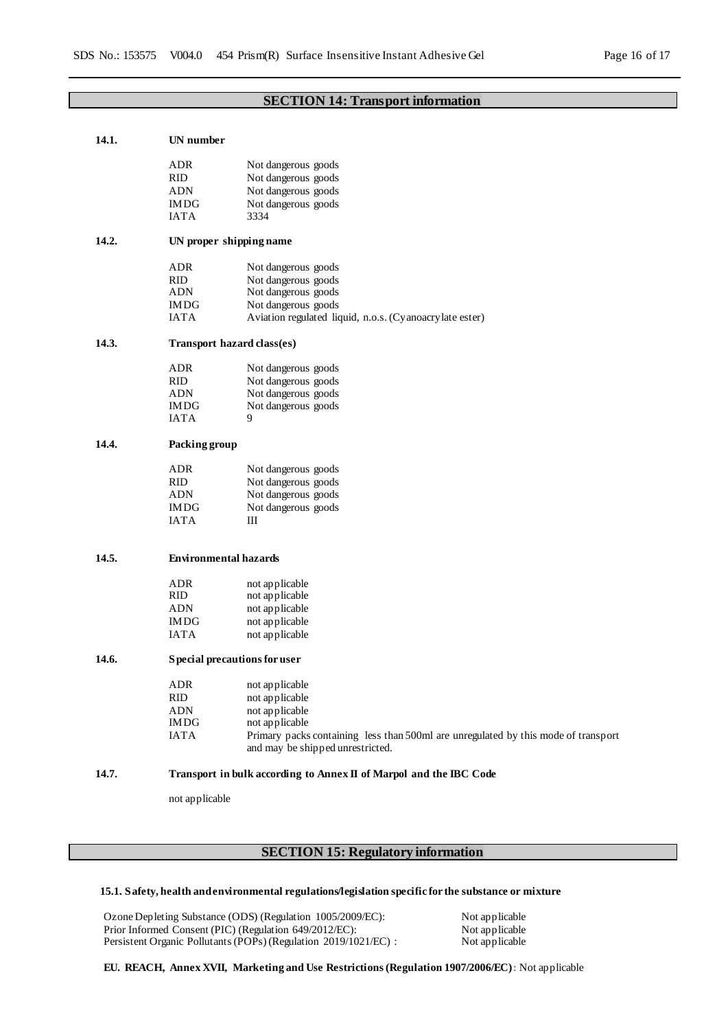## SECTION 14: Transport information

### 14.1. UN number

| | |
|---|---|
| ADR | Not dangerous goods |
| RID | Not dangerous goods |
| ADN | Not dangerous goods |
| IMDG | Not dangerous goods |
| IATA | 3334 |

### 14.2. UN proper shipping name

| | |
|---|---|
| ADR | Not dangerous goods |
| RID | Not dangerous goods |
| ADN | Not dangerous goods |
| IMDG | Not dangerous goods |
| IATA | Aviation regulated liquid, n.o.s. (Cyanoacrylate ester) |

### 14.3. Transport hazard class(es)

| | |
|---|---|
| ADR | Not dangerous goods |
| RID | Not dangerous goods |
| ADN | Not dangerous goods |
| IMDG | Not dangerous goods |
| IATA | 9 |

### 14.4. Packing group

| | |
|---|---|
| ADR | Not dangerous goods |
| RID | Not dangerous goods |
| ADN | Not dangerous goods |
| IMDG | Not dangerous goods |
| IATA | III |

### 14.5. Environmental hazards

| | |
|---|---|
| ADR | not applicable |
| RID | not applicable |
| ADN | not applicable |
| IMDG | not applicable |
| IATA | not applicable |

### 14.6. Special precautions for user

| | |
|---|---|
| ADR | not applicable |
| RID | not applicable |
| ADN | not applicable |
| IMDG | not applicable |
| IATA | Primary packs containing less than 500ml are unregulated by this mode of transport and may be shipped unrestricted. |

### 14.7. Transport in bulk according to Annex II of Marpol and the IBC Code

not applicable

## SECTION 15: Regulatory information

### 15.1. Safety, health and environmental regulations/legislation specific for the substance or mixture

| | |
|---|---|
| Ozone Depleting Substance (ODS) (Regulation 1005/2009/EC): | Not applicable |
| Prior Informed Consent (PIC) (Regulation 649/2012/EC): | Not applicable |
| Persistent Organic Pollutants (POPs) (Regulation 2019/1021/EC) : | Not applicable |

**EU. REACH, Annex XVII, Marketing and Use Restrictions (Regulation 1907/2006/EC)**: Not applicable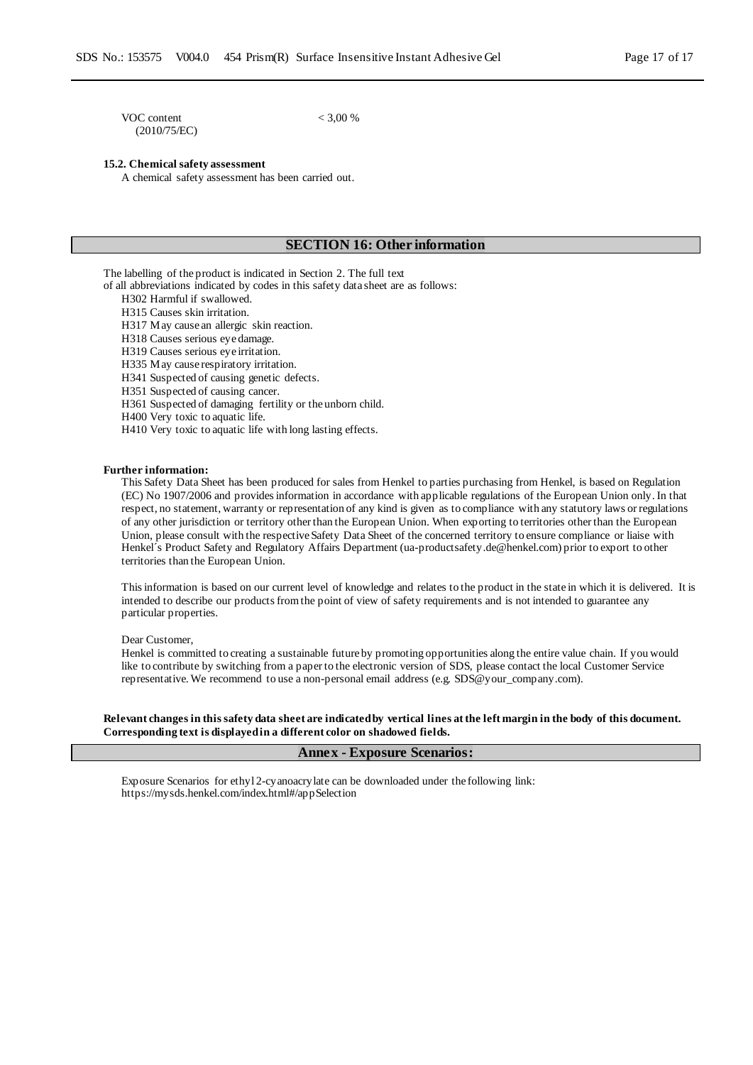VOC content (2010/75/EC) < 3,00 %

**15.2. Chemical safety assessment**

A chemical safety assessment has been carried out.

## SECTION 16: Other information

The labelling of the product is indicated in Section 2. The full text of all abbreviations indicated by codes in this safety data sheet are as follows:

H302 Harmful if swallowed.
H315 Causes skin irritation.
H317 May cause an allergic skin reaction.
H318 Causes serious eye damage.
H319 Causes serious eye irritation.
H335 May cause respiratory irritation.
H341 Suspected of causing genetic defects.
H351 Suspected of causing cancer.
H361 Suspected of damaging fertility or the unborn child.
H400 Very toxic to aquatic life.
H410 Very toxic to aquatic life with long lasting effects.

**Further information:**

This Safety Data Sheet has been produced for sales from Henkel to parties purchasing from Henkel, is based on Regulation (EC) No 1907/2006 and provides information in accordance with applicable regulations of the European Union only. In that respect, no statement, warranty or representation of any kind is given as to compliance with any statutory laws or regulations of any other jurisdiction or territory other than the European Union. When exporting to territories other than the European Union, please consult with the respective Safety Data Sheet of the concerned territory to ensure compliance or liaise with Henkel´s Product Safety and Regulatory Affairs Department (ua-productsafety.de@henkel.com) prior to export to other territories than the European Union.

This information is based on our current level of knowledge and relates to the product in the state in which it is delivered. It is intended to describe our products from the point of view of safety requirements and is not intended to guarantee any particular properties.

Dear Customer,

Henkel is committed to creating a sustainable future by promoting opportunities along the entire value chain. If you would like to contribute by switching from a paper to the electronic version of SDS, please contact the local Customer Service representative. We recommend to use a non-personal email address (e.g. SDS@your_company.com).

**Relevant changes in this safety data sheet are indicated by vertical lines at the left margin in the body of this document. Corresponding text is displayed in a different color on shadowed fields.**

## Annex - Exposure Scenarios:

Exposure Scenarios for ethyl 2-cyanoacrylate can be downloaded under the following link:
https://mysds.henkel.com/index.html#/appSelection